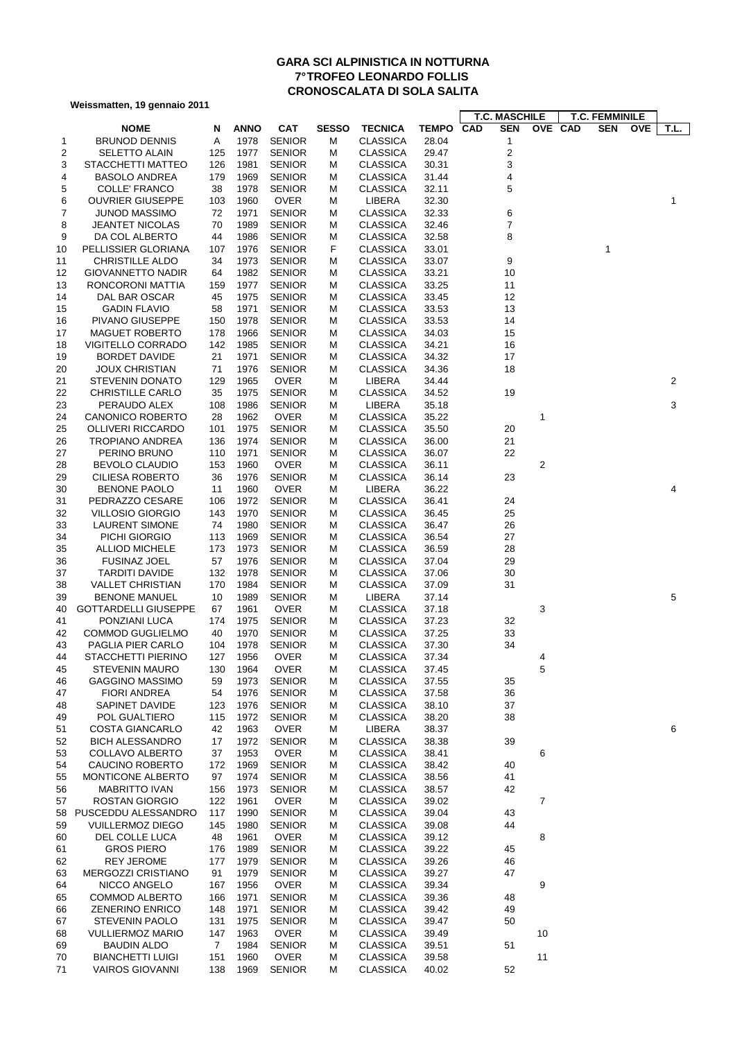# GARA SCI ALPINISTICA IN NOTTURNA
## 7°TROFEO LEONARDO FOLLIS
## CRONOSCALATA DI SOLA SALITA

**Weissmatten, 19 gennaio 2011**

| | NOME | N | ANNO | CAT | SESSO | TECNICA | TEMPO | T.C. MASCHILE CAD | SEN | OVE | T.C. FEMMINILE CAD | SEN | OVE | T.L. |
|---|---|---|---|---|---|---|---|---|---|---|---|---|---|---|
| 1 | BRUNOD DENNIS | A | 1978 | SENIOR | M | CLASSICA | 28.04 | | 1 | | | | | |
| 2 | SELETTO ALAIN | 125 | 1977 | SENIOR | M | CLASSICA | 29.47 | | 2 | | | | | |
| 3 | STACCHETTI MATTEO | 126 | 1981 | SENIOR | M | CLASSICA | 30.31 | | 3 | | | | | |
| 4 | BASOLO ANDREA | 179 | 1969 | SENIOR | M | CLASSICA | 31.44 | | 4 | | | | | |
| 5 | COLLE' FRANCO | 38 | 1978 | SENIOR | M | CLASSICA | 32.11 | | 5 | | | | | |
| 6 | OUVRIER GIUSEPPE | 103 | 1960 | OVER | M | LIBERA | 32.30 | | | | | | | 1 |
| 7 | JUNOD MASSIMO | 72 | 1971 | SENIOR | M | CLASSICA | 32.33 | | 6 | | | | | |
| 8 | JEANTET NICOLAS | 70 | 1989 | SENIOR | M | CLASSICA | 32.46 | | 7 | | | | | |
| 9 | DA COL ALBERTO | 44 | 1986 | SENIOR | M | CLASSICA | 32.58 | | 8 | | | | | |
| 10 | PELLISSIER GLORIANA | 107 | 1976 | SENIOR | F | CLASSICA | 33.01 | | | | | 1 | | |
| 11 | CHRISTILLE ALDO | 34 | 1973 | SENIOR | M | CLASSICA | 33.07 | | 9 | | | | | |
| 12 | GIOVANNETTO NADIR | 64 | 1982 | SENIOR | M | CLASSICA | 33.21 | | 10 | | | | | |
| 13 | RONCORONI MATTIA | 159 | 1977 | SENIOR | M | CLASSICA | 33.25 | | 11 | | | | | |
| 14 | DAL BAR OSCAR | 45 | 1975 | SENIOR | M | CLASSICA | 33.45 | | 12 | | | | | |
| 15 | GADIN FLAVIO | 58 | 1971 | SENIOR | M | CLASSICA | 33.53 | | 13 | | | | | |
| 16 | PIVANO GIUSEPPE | 150 | 1978 | SENIOR | M | CLASSICA | 33.53 | | 14 | | | | | |
| 17 | MAGUET ROBERTO | 178 | 1966 | SENIOR | M | CLASSICA | 34.03 | | 15 | | | | | |
| 18 | VIGITELLO CORRADO | 142 | 1985 | SENIOR | M | CLASSICA | 34.21 | | 16 | | | | | |
| 19 | BORDET DAVIDE | 21 | 1971 | SENIOR | M | CLASSICA | 34.32 | | 17 | | | | | |
| 20 | JOUX CHRISTIAN | 71 | 1976 | SENIOR | M | CLASSICA | 34.36 | | 18 | | | | | |
| 21 | STEVENIN DONATO | 129 | 1965 | OVER | M | LIBERA | 34.44 | | | | | | | 2 |
| 22 | CHRISTILLE CARLO | 35 | 1975 | SENIOR | M | CLASSICA | 34.52 | | 19 | | | | | |
| 23 | PERAUDO ALEX | 108 | 1986 | SENIOR | M | LIBERA | 35.18 | | | | | | | 3 |
| 24 | CANONICO ROBERTO | 28 | 1962 | OVER | M | CLASSICA | 35.22 | | | 1 | | | | |
| 25 | OLLIVERI RICCARDO | 101 | 1975 | SENIOR | M | CLASSICA | 35.50 | | 20 | | | | | |
| 26 | TROPIANO ANDREA | 136 | 1974 | SENIOR | M | CLASSICA | 36.00 | | 21 | | | | | |
| 27 | PERINO BRUNO | 110 | 1971 | SENIOR | M | CLASSICA | 36.07 | | 22 | | | | | |
| 28 | BEVOLO CLAUDIO | 153 | 1960 | OVER | M | CLASSICA | 36.11 | | | 2 | | | | |
| 29 | CILIESA ROBERTO | 36 | 1976 | SENIOR | M | CLASSICA | 36.14 | | 23 | | | | | |
| 30 | BENONE PAOLO | 11 | 1960 | OVER | M | LIBERA | 36.22 | | | | | | | 4 |
| 31 | PEDRAZZO CESARE | 106 | 1972 | SENIOR | M | CLASSICA | 36.41 | | 24 | | | | | |
| 32 | VILLOSIO GIORGIO | 143 | 1970 | SENIOR | M | CLASSICA | 36.45 | | 25 | | | | | |
| 33 | LAURENT SIMONE | 74 | 1980 | SENIOR | M | CLASSICA | 36.47 | | 26 | | | | | |
| 34 | PICHI GIORGIO | 113 | 1969 | SENIOR | M | CLASSICA | 36.54 | | 27 | | | | | |
| 35 | ALLIOD MICHELE | 173 | 1973 | SENIOR | M | CLASSICA | 36.59 | | 28 | | | | | |
| 36 | FUSINAZ JOEL | 57 | 1976 | SENIOR | M | CLASSICA | 37.04 | | 29 | | | | | |
| 37 | TARDITI DAVIDE | 132 | 1978 | SENIOR | M | CLASSICA | 37.06 | | 30 | | | | | |
| 38 | VALLET CHRISTIAN | 170 | 1984 | SENIOR | M | CLASSICA | 37.09 | | 31 | | | | | |
| 39 | BENONE MANUEL | 10 | 1989 | SENIOR | M | LIBERA | 37.14 | | | | | | | 5 |
| 40 | GOTTARDELLI GIUSEPPE | 67 | 1961 | OVER | M | CLASSICA | 37.18 | | | 3 | | | | |
| 41 | PONZIANI LUCA | 174 | 1975 | SENIOR | M | CLASSICA | 37.23 | | 32 | | | | | |
| 42 | COMMOD GUGLIELMO | 40 | 1970 | SENIOR | M | CLASSICA | 37.25 | | 33 | | | | | |
| 43 | PAGLIA PIER CARLO | 104 | 1978 | SENIOR | M | CLASSICA | 37.30 | | 34 | | | | | |
| 44 | STACCHETTI PIERINO | 127 | 1956 | OVER | M | CLASSICA | 37.34 | | | 4 | | | | |
| 45 | STEVENIN MAURO | 130 | 1964 | OVER | M | CLASSICA | 37.45 | | | 5 | | | | |
| 46 | GAGGINO MASSIMO | 59 | 1973 | SENIOR | M | CLASSICA | 37.55 | | 35 | | | | | |
| 47 | FIORI ANDREA | 54 | 1976 | SENIOR | M | CLASSICA | 37.58 | | 36 | | | | | |
| 48 | SAPINET DAVIDE | 123 | 1976 | SENIOR | M | CLASSICA | 38.10 | | 37 | | | | | |
| 49 | POL GUALTIERO | 115 | 1972 | SENIOR | M | CLASSICA | 38.20 | | 38 | | | | | |
| 51 | COSTA GIANCARLO | 42 | 1963 | OVER | M | LIBERA | 38.37 | | | | | | | 6 |
| 52 | BICH ALESSANDRO | 17 | 1972 | SENIOR | M | CLASSICA | 38.38 | | 39 | | | | | |
| 53 | COLLAVO ALBERTO | 37 | 1953 | OVER | M | CLASSICA | 38.41 | | | 6 | | | | |
| 54 | CAUCINO ROBERTO | 172 | 1969 | SENIOR | M | CLASSICA | 38.42 | | 40 | | | | | |
| 55 | MONTICONE ALBERTO | 97 | 1974 | SENIOR | M | CLASSICA | 38.56 | | 41 | | | | | |
| 56 | MABRITTO IVAN | 156 | 1973 | SENIOR | M | CLASSICA | 38.57 | | 42 | | | | | |
| 57 | ROSTAN GIORGIO | 122 | 1961 | OVER | M | CLASSICA | 39.02 | | | 7 | | | | |
| 58 | PUSCEDDU ALESSANDRO | 117 | 1990 | SENIOR | M | CLASSICA | 39.04 | | 43 | | | | | |
| 59 | VUILLERMOZ DIEGO | 145 | 1980 | SENIOR | M | CLASSICA | 39.08 | | 44 | | | | | |
| 60 | DEL COLLE LUCA | 48 | 1961 | OVER | M | CLASSICA | 39.12 | | | 8 | | | | |
| 61 | GROS PIERO | 176 | 1989 | SENIOR | M | CLASSICA | 39.22 | | 45 | | | | | |
| 62 | REY JEROME | 177 | 1979 | SENIOR | M | CLASSICA | 39.26 | | 46 | | | | | |
| 63 | MERGOZZI CRISTIANO | 91 | 1979 | SENIOR | M | CLASSICA | 39.27 | | 47 | | | | | |
| 64 | NICCO ANGELO | 167 | 1956 | OVER | M | CLASSICA | 39.34 | | | 9 | | | | |
| 65 | COMMOD ALBERTO | 166 | 1971 | SENIOR | M | CLASSICA | 39.36 | | 48 | | | | | |
| 66 | ZENERINO ENRICO | 148 | 1971 | SENIOR | M | CLASSICA | 39.42 | | 49 | | | | | |
| 67 | STEVENIN PAOLO | 131 | 1975 | SENIOR | M | CLASSICA | 39.47 | | 50 | | | | | |
| 68 | VULLIERMOZ MARIO | 147 | 1963 | OVER | M | CLASSICA | 39.49 | | | 10 | | | | |
| 69 | BAUDIN ALDO | 7 | 1984 | SENIOR | M | CLASSICA | 39.51 | | 51 | | | | | |
| 70 | BIANCHETTI LUIGI | 151 | 1960 | OVER | M | CLASSICA | 39.58 | | | 11 | | | | |
| 71 | VAIROS GIOVANNI | 138 | 1969 | SENIOR | M | CLASSICA | 40.02 | | 52 | | | | | |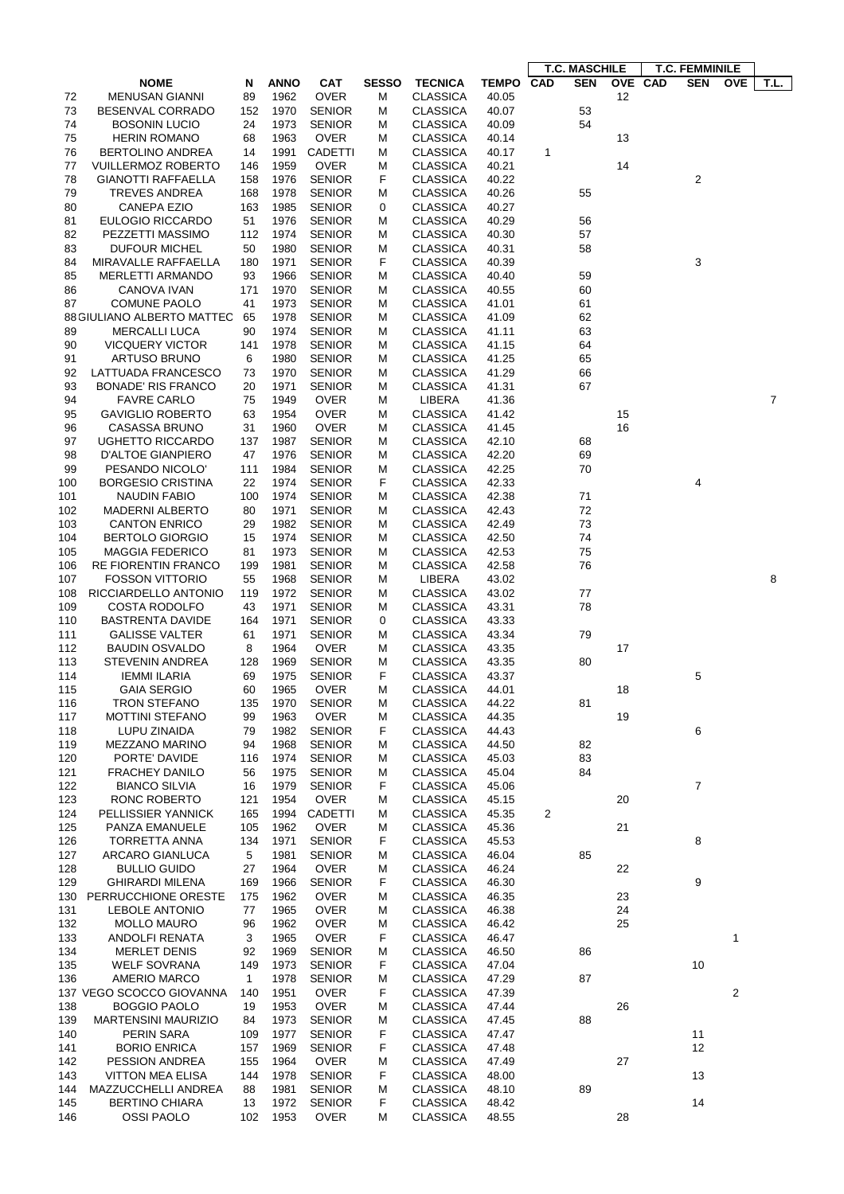| | NOME | N | ANNO | CAT | SESSO | TECNICA | TEMPO | T.C. MASCHILE CAD | SEN | OVE | T.C. FEMMINILE CAD | SEN | OVE | T.L. |
|---|---|---|---|---|---|---|---|---|---|---|---|---|---|---|
| 72 | MENUSAN GIANNI | 89 | 1962 | OVER | M | CLASSICA | 40.05 | | | 12 | | | | |
| 73 | BESENVAL CORRADO | 152 | 1970 | SENIOR | M | CLASSICA | 40.07 | | 53 | | | | | |
| 74 | BOSONIN LUCIO | 24 | 1973 | SENIOR | M | CLASSICA | 40.09 | | 54 | | | | | |
| 75 | HERIN ROMANO | 68 | 1963 | OVER | M | CLASSICA | 40.14 | | | 13 | | | | |
| 76 | BERTOLINO ANDREA | 14 | 1991 | CADETTI | M | CLASSICA | 40.17 | 1 | | | | | | |
| 77 | VUILLERMOZ ROBERTO | 146 | 1959 | OVER | M | CLASSICA | 40.21 | | | 14 | | | | |
| 78 | GIANOTTI RAFFAELLA | 158 | 1976 | SENIOR | F | CLASSICA | 40.22 | | | | | 2 | | |
| 79 | TREVES ANDREA | 168 | 1978 | SENIOR | M | CLASSICA | 40.26 | | 55 | | | | | |
| 80 | CANEPA EZIO | 163 | 1985 | SENIOR | 0 | CLASSICA | 40.27 | | | | | | | |
| 81 | EULOGIO RICCARDO | 51 | 1976 | SENIOR | M | CLASSICA | 40.29 | | 56 | | | | | |
| 82 | PEZZETTI MASSIMO | 112 | 1974 | SENIOR | M | CLASSICA | 40.30 | | 57 | | | | | |
| 83 | DUFOUR MICHEL | 50 | 1980 | SENIOR | M | CLASSICA | 40.31 | | 58 | | | | | |
| 84 | MIRAVALLE RAFFAELLA | 180 | 1971 | SENIOR | F | CLASSICA | 40.39 | | | | | 3 | | |
| 85 | MERLETTI ARMANDO | 93 | 1966 | SENIOR | M | CLASSICA | 40.40 | | 59 | | | | | |
| 86 | CANOVA IVAN | 171 | 1970 | SENIOR | M | CLASSICA | 40.55 | | 60 | | | | | |
| 87 | COMUNE PAOLO | 41 | 1973 | SENIOR | M | CLASSICA | 41.01 | | 61 | | | | | |
| 88 | GIULIANO ALBERTO MATTEC | 65 | 1978 | SENIOR | M | CLASSICA | 41.09 | | 62 | | | | | |
| 89 | MERCALLI LUCA | 90 | 1974 | SENIOR | M | CLASSICA | 41.11 | | 63 | | | | | |
| 90 | VICQUERY VICTOR | 141 | 1978 | SENIOR | M | CLASSICA | 41.15 | | 64 | | | | | |
| 91 | ARTUSO BRUNO | 6 | 1980 | SENIOR | M | CLASSICA | 41.25 | | 65 | | | | | |
| 92 | LATTUADA FRANCESCO | 73 | 1970 | SENIOR | M | CLASSICA | 41.29 | | 66 | | | | | |
| 93 | BONADE' RIS FRANCO | 20 | 1971 | SENIOR | M | CLASSICA | 41.31 | | 67 | | | | | |
| 94 | FAVRE CARLO | 75 | 1949 | OVER | M | LIBERA | 41.36 | | | | | | | 7 |
| 95 | GAVIGLIO ROBERTO | 63 | 1954 | OVER | M | CLASSICA | 41.42 | | | 15 | | | | |
| 96 | CASASSA BRUNO | 31 | 1960 | OVER | M | CLASSICA | 41.45 | | | 16 | | | | |
| 97 | UGHETTO RICCARDO | 137 | 1987 | SENIOR | M | CLASSICA | 42.10 | | 68 | | | | | |
| 98 | D'ALTOE GIANPIERO | 47 | 1976 | SENIOR | M | CLASSICA | 42.20 | | 69 | | | | | |
| 99 | PESANDO NICOLO' | 111 | 1984 | SENIOR | M | CLASSICA | 42.25 | | 70 | | | | | |
| 100 | BORGESIO CRISTINA | 22 | 1974 | SENIOR | F | CLASSICA | 42.33 | | | | | 4 | | |
| 101 | NAUDIN FABIO | 100 | 1974 | SENIOR | M | CLASSICA | 42.38 | | 71 | | | | | |
| 102 | MADERNI ALBERTO | 80 | 1971 | SENIOR | M | CLASSICA | 42.43 | | 72 | | | | | |
| 103 | CANTON ENRICO | 29 | 1982 | SENIOR | M | CLASSICA | 42.49 | | 73 | | | | | |
| 104 | BERTOLO GIORGIO | 15 | 1974 | SENIOR | M | CLASSICA | 42.50 | | 74 | | | | | |
| 105 | MAGGIA FEDERICO | 81 | 1973 | SENIOR | M | CLASSICA | 42.53 | | 75 | | | | | |
| 106 | RE FIORENTIN FRANCO | 199 | 1981 | SENIOR | M | CLASSICA | 42.58 | | 76 | | | | | |
| 107 | FOSSON VITTORIO | 55 | 1968 | SENIOR | M | LIBERA | 43.02 | | | | | | | 8 |
| 108 | RICCIARDELLO ANTONIO | 119 | 1972 | SENIOR | M | CLASSICA | 43.02 | | 77 | | | | | |
| 109 | COSTA RODOLFO | 43 | 1971 | SENIOR | M | CLASSICA | 43.31 | | 78 | | | | | |
| 110 | BASTRENTA DAVIDE | 164 | 1971 | SENIOR | 0 | CLASSICA | 43.33 | | | | | | | |
| 111 | GALISSE VALTER | 61 | 1971 | SENIOR | M | CLASSICA | 43.34 | | 79 | | | | | |
| 112 | BAUDIN OSVALDO | 8 | 1964 | OVER | M | CLASSICA | 43.35 | | | 17 | | | | |
| 113 | STEVENIN ANDREA | 128 | 1969 | SENIOR | M | CLASSICA | 43.35 | | 80 | | | | | |
| 114 | IEMMI ILARIA | 69 | 1975 | SENIOR | F | CLASSICA | 43.37 | | | | | 5 | | |
| 115 | GAIA SERGIO | 60 | 1965 | OVER | M | CLASSICA | 44.01 | | | 18 | | | | |
| 116 | TRON STEFANO | 135 | 1970 | SENIOR | M | CLASSICA | 44.22 | | 81 | | | | | |
| 117 | MOTTINI STEFANO | 99 | 1963 | OVER | M | CLASSICA | 44.35 | | | 19 | | | | |
| 118 | LUPU ZINAIDA | 79 | 1982 | SENIOR | F | CLASSICA | 44.43 | | | | | 6 | | |
| 119 | MEZZANO MARINO | 94 | 1968 | SENIOR | M | CLASSICA | 44.50 | | 82 | | | | | |
| 120 | PORTE' DAVIDE | 116 | 1974 | SENIOR | M | CLASSICA | 45.03 | | 83 | | | | | |
| 121 | FRACHEY DANILO | 56 | 1975 | SENIOR | M | CLASSICA | 45.04 | | 84 | | | | | |
| 122 | BIANCO SILVIA | 16 | 1979 | SENIOR | F | CLASSICA | 45.06 | | | | | 7 | | |
| 123 | RONC ROBERTO | 121 | 1954 | OVER | M | CLASSICA | 45.15 | | | 20 | | | | |
| 124 | PELLISSIER YANNICK | 165 | 1994 | CADETTI | M | CLASSICA | 45.35 | 2 | | | | | | |
| 125 | PANZA EMANUELE | 105 | 1962 | OVER | M | CLASSICA | 45.36 | | | 21 | | | | |
| 126 | TORRETTA ANNA | 134 | 1971 | SENIOR | F | CLASSICA | 45.53 | | | | | 8 | | |
| 127 | ARCARO GIANLUCA | 5 | 1981 | SENIOR | M | CLASSICA | 46.04 | | 85 | | | | | |
| 128 | BULLIO GUIDO | 27 | 1964 | OVER | M | CLASSICA | 46.24 | | | 22 | | | | |
| 129 | GHIRARDI MILENA | 169 | 1966 | SENIOR | F | CLASSICA | 46.30 | | | | | 9 | | |
| 130 | PERRUCCHIONE ORESTE | 175 | 1962 | OVER | M | CLASSICA | 46.35 | | | 23 | | | | |
| 131 | LEBOLE ANTONIO | 77 | 1965 | OVER | M | CLASSICA | 46.38 | | | 24 | | | | |
| 132 | MOLLO MAURO | 96 | 1962 | OVER | M | CLASSICA | 46.42 | | | 25 | | | | |
| 133 | ANDOLFI RENATA | 3 | 1965 | OVER | F | CLASSICA | 46.47 | | | | | | 1 | |
| 134 | MERLET DENIS | 92 | 1969 | SENIOR | M | CLASSICA | 46.50 | | 86 | | | | | |
| 135 | WELF SOVRANA | 149 | 1973 | SENIOR | F | CLASSICA | 47.04 | | | | | 10 | | |
| 136 | AMERIO MARCO | 1 | 1978 | SENIOR | M | CLASSICA | 47.29 | | 87 | | | | | |
| 137 | VEGO SCOCCO GIOVANNA | 140 | 1951 | OVER | F | CLASSICA | 47.39 | | | | | | 2 | |
| 138 | BOGGIO PAOLO | 19 | 1953 | OVER | M | CLASSICA | 47.44 | | | 26 | | | | |
| 139 | MARTENSINI MAURIZIO | 84 | 1973 | SENIOR | M | CLASSICA | 47.45 | | 88 | | | | | |
| 140 | PERIN SARA | 109 | 1977 | SENIOR | F | CLASSICA | 47.47 | | | | | 11 | | |
| 141 | BORIO ENRICA | 157 | 1969 | SENIOR | F | CLASSICA | 47.48 | | | | | 12 | | |
| 142 | PESSION ANDREA | 155 | 1964 | OVER | M | CLASSICA | 47.49 | | | 27 | | | | |
| 143 | VITTON MEA ELISA | 144 | 1978 | SENIOR | F | CLASSICA | 48.00 | | | | | 13 | | |
| 144 | MAZZUCCHELLI ANDREA | 88 | 1981 | SENIOR | M | CLASSICA | 48.10 | | 89 | | | | | |
| 145 | BERTINO CHIARA | 13 | 1972 | SENIOR | F | CLASSICA | 48.42 | | | | | 14 | | |
| 146 | OSSI PAOLO | 102 | 1953 | OVER | M | CLASSICA | 48.55 | | | 28 | | | | |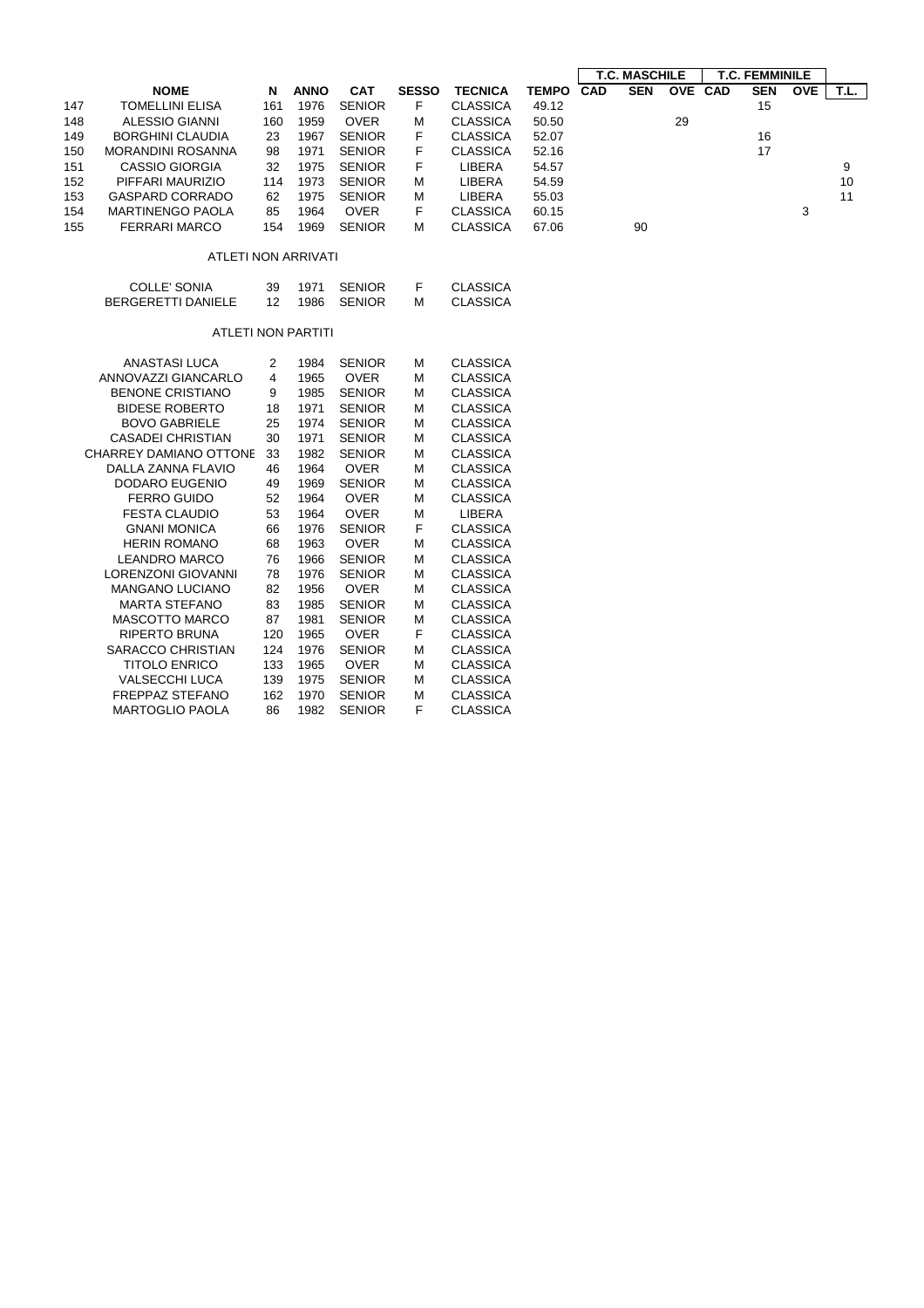| | | | | | | | | T.C. MASCHILE | | | T.C. FEMMINILE | | | |
|---|---|---|---|---|---|---|---|---|---|---|---|---|---|---|
| | NOME | N | ANNO | CAT | SESSO | TECNICA | TEMPO | CAD | SEN | OVE | CAD | SEN | OVE | T.L. |
| 147 | TOMELLINI ELISA | 161 | 1976 | SENIOR | F | CLASSICA | 49.12 | | | | | 15 | | |
| 148 | ALESSIO GIANNI | 160 | 1959 | OVER | M | CLASSICA | 50.50 | | | 29 | | | | |
| 149 | BORGHINI CLAUDIA | 23 | 1967 | SENIOR | F | CLASSICA | 52.07 | | | | | 16 | | |
| 150 | MORANDINI ROSANNA | 98 | 1971 | SENIOR | F | CLASSICA | 52.16 | | | | | 17 | | |
| 151 | CASSIO GIORGIA | 32 | 1975 | SENIOR | F | LIBERA | 54.57 | | | | | | | 9 |
| 152 | PIFFARI MAURIZIO | 114 | 1973 | SENIOR | M | LIBERA | 54.59 | | | | | | | 10 |
| 153 | GASPARD CORRADO | 62 | 1975 | SENIOR | M | LIBERA | 55.03 | | | | | | | 11 |
| 154 | MARTINENGO PAOLA | 85 | 1964 | OVER | F | CLASSICA | 60.15 | | | | | | 3 | |
| 155 | FERRARI MARCO | 154 | 1969 | SENIOR | M | CLASSICA | 67.06 | | 90 | | | | | |

ATLETI NON ARRIVATI

| | | | | | |
|---|---|---|---|---|---|
| COLLE' SONIA | 39 | 1971 | SENIOR | F | CLASSICA |
| BERGERETTI DANIELE | 12 | 1986 | SENIOR | M | CLASSICA |

ATLETI NON PARTITI

| | | | | | |
|---|---|---|---|---|---|
| ANASTASI LUCA | 2 | 1984 | SENIOR | M | CLASSICA |
| ANNOVAZZI GIANCARLO | 4 | 1965 | OVER | M | CLASSICA |
| BENONE CRISTIANO | 9 | 1985 | SENIOR | M | CLASSICA |
| BIDESE ROBERTO | 18 | 1971 | SENIOR | M | CLASSICA |
| BOVO GABRIELE | 25 | 1974 | SENIOR | M | CLASSICA |
| CASADEI CHRISTIAN | 30 | 1971 | SENIOR | M | CLASSICA |
| CHARREY DAMIANO OTTONE | 33 | 1982 | SENIOR | M | CLASSICA |
| DALLA ZANNA FLAVIO | 46 | 1964 | OVER | M | CLASSICA |
| DODARO EUGENIO | 49 | 1969 | SENIOR | M | CLASSICA |
| FERRO GUIDO | 52 | 1964 | OVER | M | CLASSICA |
| FESTA CLAUDIO | 53 | 1964 | OVER | M | LIBERA |
| GNANI MONICA | 66 | 1976 | SENIOR | F | CLASSICA |
| HERIN ROMANO | 68 | 1963 | OVER | M | CLASSICA |
| LEANDRO MARCO | 76 | 1966 | SENIOR | M | CLASSICA |
| LORENZONI GIOVANNI | 78 | 1976 | SENIOR | M | CLASSICA |
| MANGANO LUCIANO | 82 | 1956 | OVER | M | CLASSICA |
| MARTA STEFANO | 83 | 1985 | SENIOR | M | CLASSICA |
| MASCOTTO MARCO | 87 | 1981 | SENIOR | M | CLASSICA |
| RIPERTO BRUNA | 120 | 1965 | OVER | F | CLASSICA |
| SARACCO CHRISTIAN | 124 | 1976 | SENIOR | M | CLASSICA |
| TITOLO ENRICO | 133 | 1965 | OVER | M | CLASSICA |
| VALSECCHI LUCA | 139 | 1975 | SENIOR | M | CLASSICA |
| FREPPAZ STEFANO | 162 | 1970 | SENIOR | M | CLASSICA |
| MARTOGLIO PAOLA | 86 | 1982 | SENIOR | F | CLASSICA |